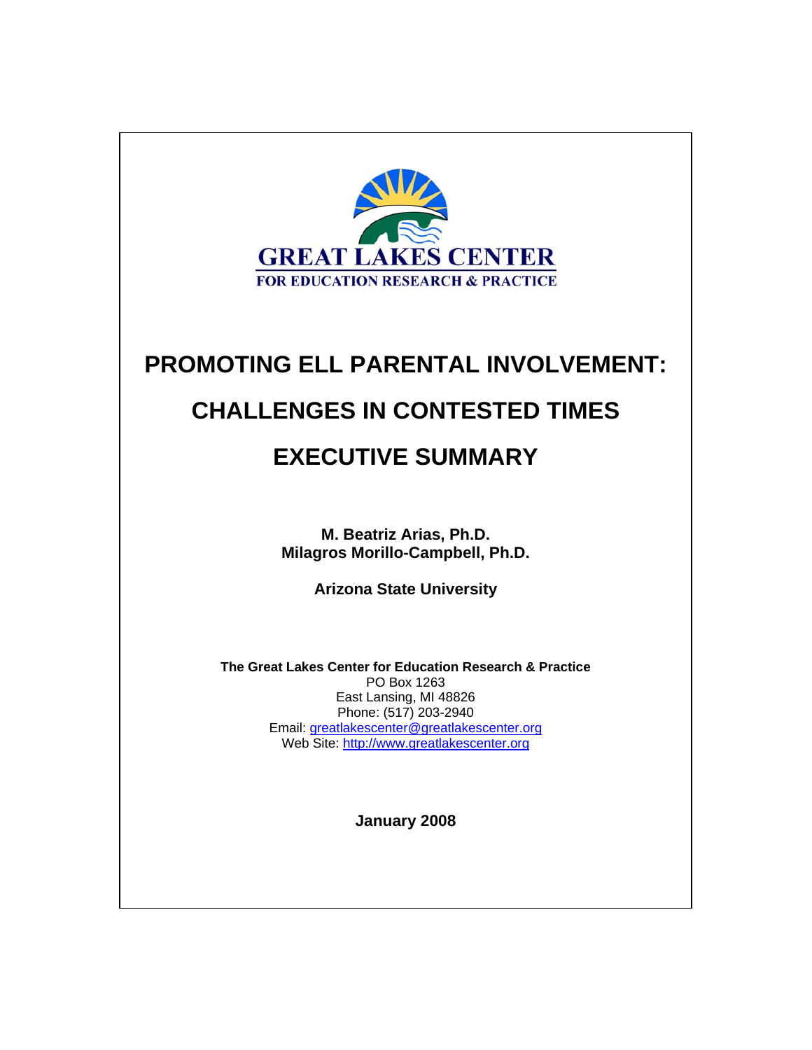GREAT LAKES CENTER

FOR EDUCATION RESEARCH & PRACTICE

# PROMOTING ELL PARENTAL INVOLVEMENT:

# CHALLENGES IN CONTESTED TIMES

# EXECUTIVE SUMMARY

**M. Beatriz Arias, Ph.D.**
**Milagros Morillo-Campbell, Ph.D.**

**Arizona State University**

**The Great Lakes Center for Education Research & Practice**
PO Box 1263
East Lansing, MI 48826
Phone: (517) 203-2940
Email: greatlakescenter@greatlakescenter.org
Web Site: http://www.greatlakescenter.org

**January 2008**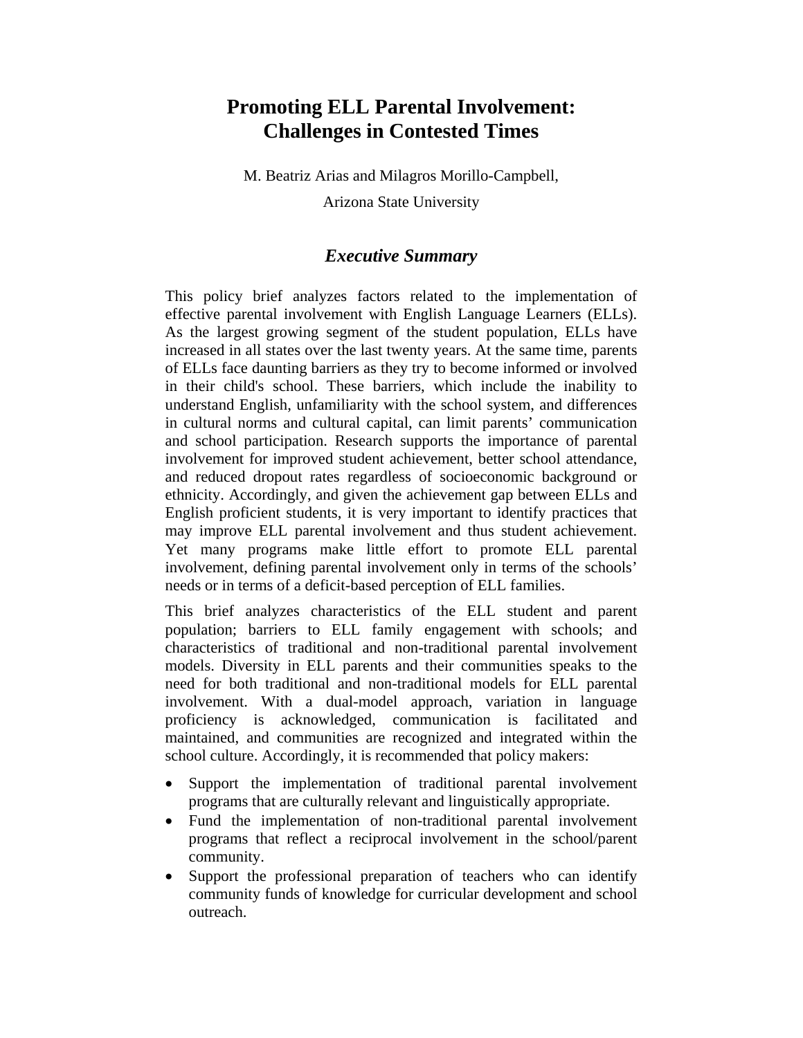# Promoting ELL Parental Involvement: Challenges in Contested Times

M. Beatriz Arias and Milagros Morillo-Campbell,

Arizona State University

## *Executive Summary*

This policy brief analyzes factors related to the implementation of effective parental involvement with English Language Learners (ELLs). As the largest growing segment of the student population, ELLs have increased in all states over the last twenty years. At the same time, parents of ELLs face daunting barriers as they try to become informed or involved in their child's school. These barriers, which include the inability to understand English, unfamiliarity with the school system, and differences in cultural norms and cultural capital, can limit parents' communication and school participation. Research supports the importance of parental involvement for improved student achievement, better school attendance, and reduced dropout rates regardless of socioeconomic background or ethnicity. Accordingly, and given the achievement gap between ELLs and English proficient students, it is very important to identify practices that may improve ELL parental involvement and thus student achievement. Yet many programs make little effort to promote ELL parental involvement, defining parental involvement only in terms of the schools' needs or in terms of a deficit-based perception of ELL families.

This brief analyzes characteristics of the ELL student and parent population; barriers to ELL family engagement with schools; and characteristics of traditional and non-traditional parental involvement models. Diversity in ELL parents and their communities speaks to the need for both traditional and non-traditional models for ELL parental involvement. With a dual-model approach, variation in language proficiency is acknowledged, communication is facilitated and maintained, and communities are recognized and integrated within the school culture. Accordingly, it is recommended that policy makers:

- Support the implementation of traditional parental involvement programs that are culturally relevant and linguistically appropriate.
- Fund the implementation of non-traditional parental involvement programs that reflect a reciprocal involvement in the school/parent community.
- Support the professional preparation of teachers who can identify community funds of knowledge for curricular development and school outreach.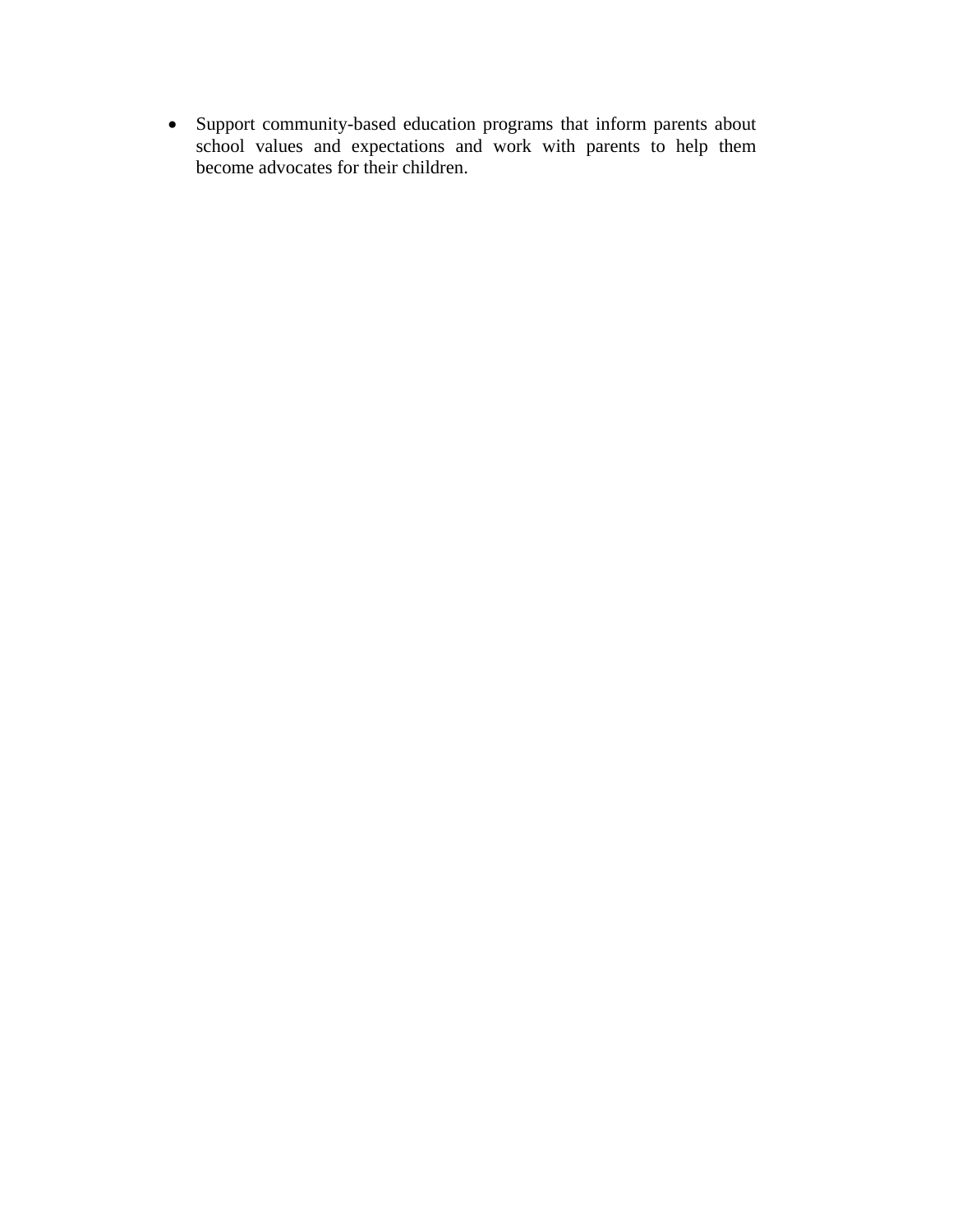- Support community-based education programs that inform parents about school values and expectations and work with parents to help them become advocates for their children.